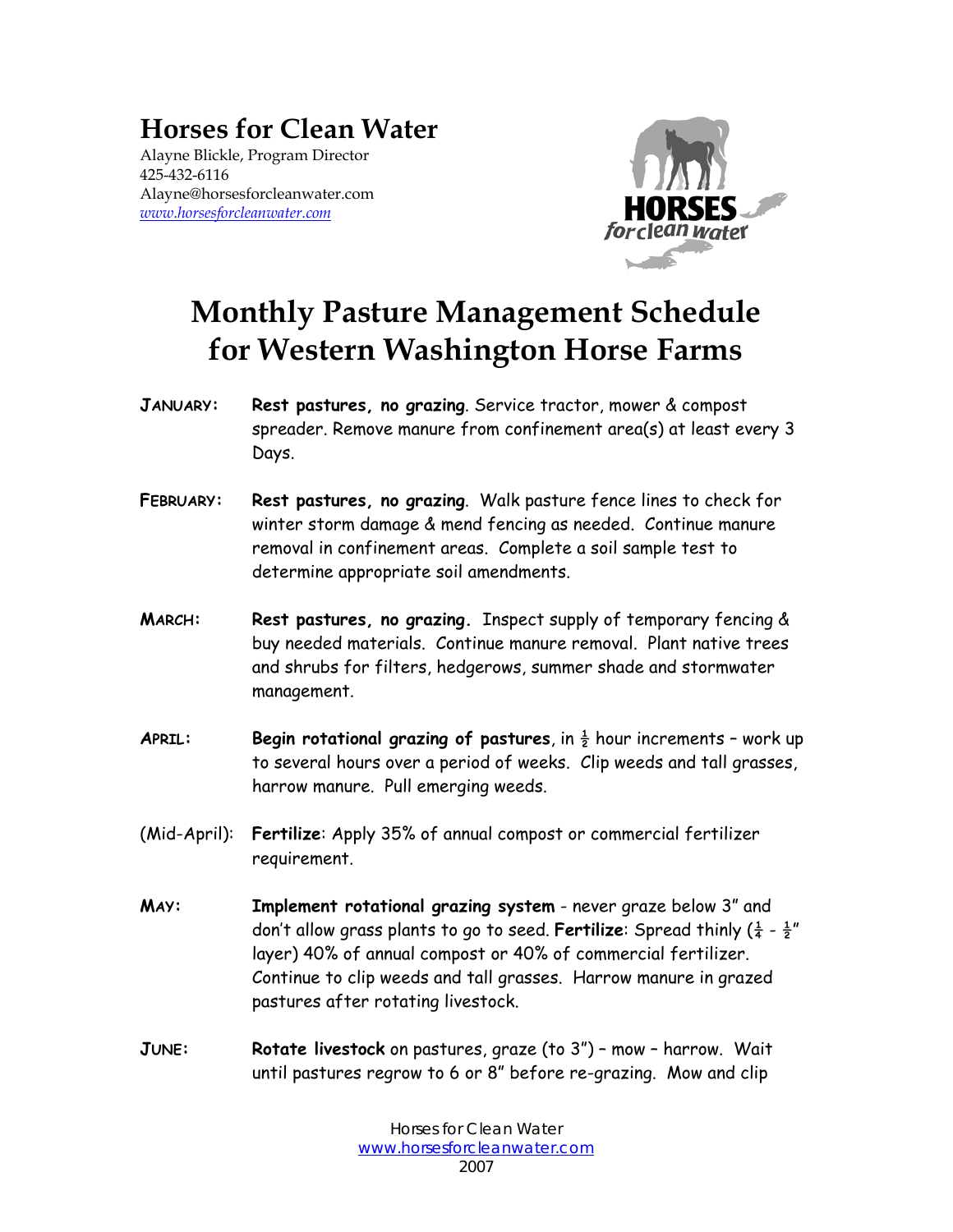## Horses for Clean Water

Alayne Blickle, Program Director
425-432-6116
Alayne@horsesforcleanwater.com
*www.horsesforcleanwater.com*

# Monthly Pasture Management Schedule for Western Washington Horse Farms

**JANUARY:** **Rest pastures, no grazing**. Service tractor, mower & compost spreader. Remove manure from confinement area(s) at least every 3 Days.

**FEBRUARY:** **Rest pastures, no grazing**. Walk pasture fence lines to check for winter storm damage & mend fencing as needed. Continue manure removal in confinement areas. Complete a soil sample test to determine appropriate soil amendments.

**MARCH:** **Rest pastures, no grazing.** Inspect supply of temporary fencing & buy needed materials. Continue manure removal. Plant native trees and shrubs for filters, hedgerows, summer shade and stormwater management.

**APRIL:** **Begin rotational grazing of pastures**, in ½ hour increments – work up to several hours over a period of weeks. Clip weeds and tall grasses, harrow manure. Pull emerging weeds.

(Mid-April): **Fertilize**: Apply 35% of annual compost or commercial fertilizer requirement.

**MAY:** **Implement rotational grazing system** - never graze below 3" and don't allow grass plants to go to seed. **Fertilize**: Spread thinly (¼ - ½" layer) 40% of annual compost or 40% of commercial fertilizer. Continue to clip weeds and tall grasses. Harrow manure in grazed pastures after rotating livestock.

**JUNE:** **Rotate livestock** on pastures, graze (to 3") – mow – harrow. Wait until pastures regrow to 6 or 8" before re-grazing. Mow and clip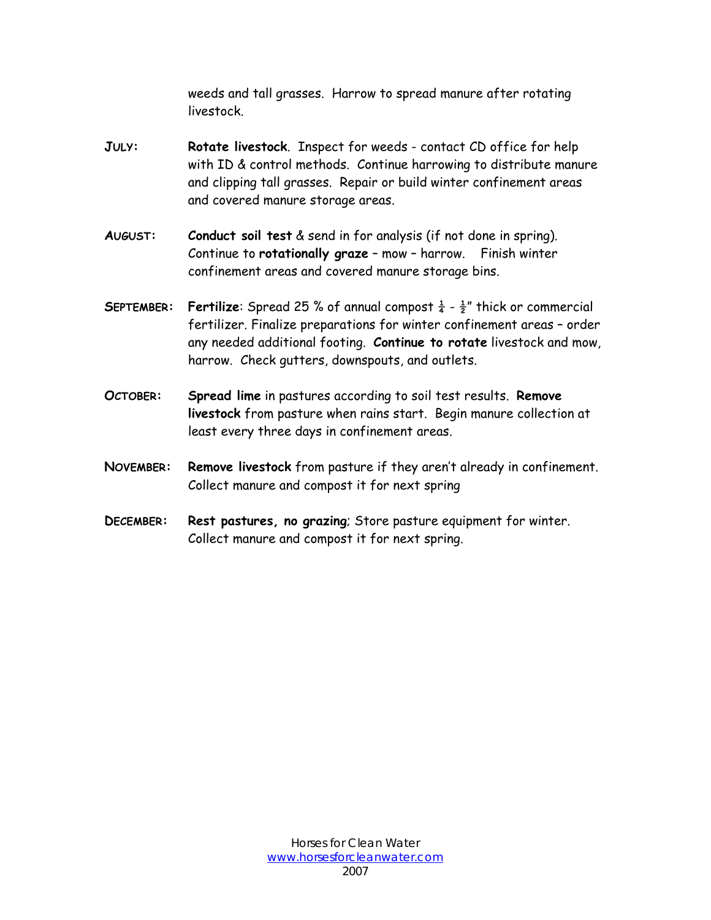weeds and tall grasses. Harrow to spread manure after rotating livestock.

**JULY:** **Rotate livestock**. Inspect for weeds - contact CD office for help with ID & control methods. Continue harrowing to distribute manure and clipping tall grasses. Repair or build winter confinement areas and covered manure storage areas.

**AUGUST:** ***Conduct soil test*** & send in for analysis (if not done in spring). Continue to **rotationally graze** – mow – harrow. Finish winter confinement areas and covered manure storage bins.

**SEPTEMBER:** **Fertilize**: Spread 25 % of annual compost ¼ - ½" thick or commercial fertilizer. Finalize preparations for winter confinement areas – order any needed additional footing. **Continue to rotate** livestock and mow, harrow. Check gutters, downspouts, and outlets.

**OCTOBER:** **Spread lime** in pastures according to soil test results. **Remove livestock** from pasture when rains start. Begin manure collection at least every three days in confinement areas.

**NOVEMBER:** **Remove livestock** from pasture if they aren't already in confinement. Collect manure and compost it for next spring

**DECEMBER:** **Rest pastures, no grazing**; Store pasture equipment for winter. Collect manure and compost it for next spring.

Horses for Clean Water
www.horsesforcleanwater.com
2007